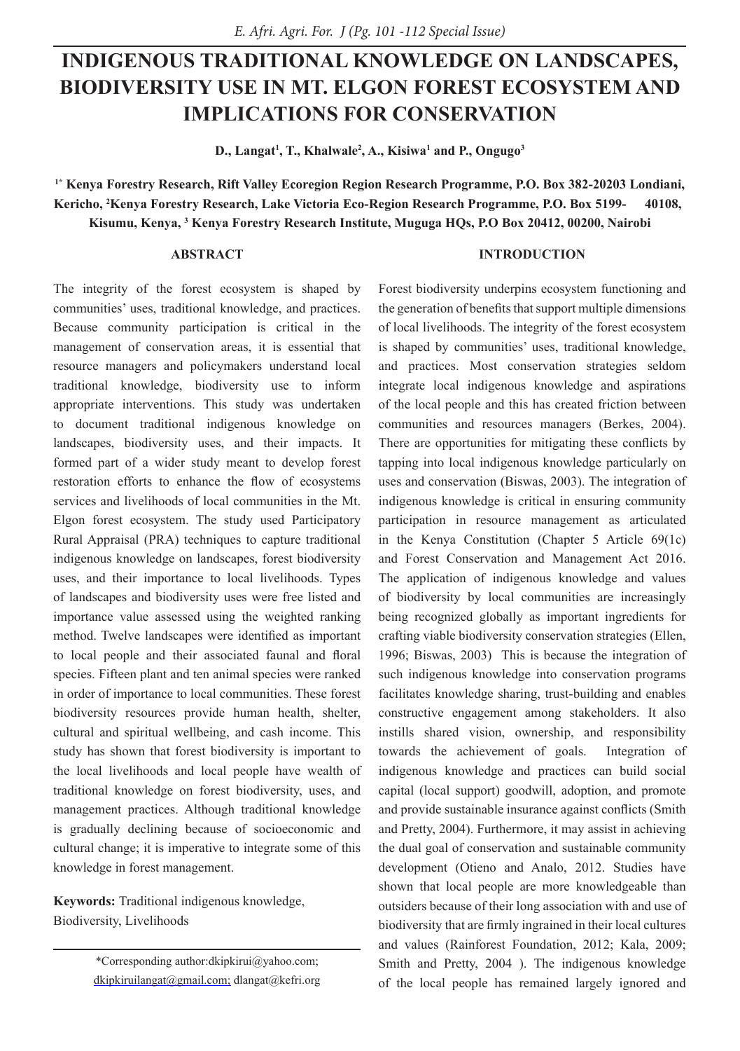# INDIGENOUS TRADITIONAL KNOWLEDGE ON LANDSCAPES, BIODIVERSITY USE IN MT. ELGON FOREST ECOSYSTEM AND IMPLICATIONS FOR CONSERVATION

**D., Langat[1], T., Khalwale[2], A., Kisiwa[1] and P., Ongugo[3]**

**[1*] Kenya Forestry Research, Rift Valley Ecoregion Region Research Programme, P.O. Box 382-20203 Londiani, Kericho, [2]Kenya Forestry Research, Lake Victoria Eco-Region Research Programme, P.O. Box 5199- 40108, Kisumu, Kenya, [3] Kenya Forestry Research Institute, Muguga HQs, P.O Box 20412, 00200, Nairobi**

## ABSTRACT

The integrity of the forest ecosystem is shaped by communities' uses, traditional knowledge, and practices. Because community participation is critical in the management of conservation areas, it is essential that resource managers and policymakers understand local traditional knowledge, biodiversity use to inform appropriate interventions. This study was undertaken to document traditional indigenous knowledge on landscapes, biodiversity uses, and their impacts. It formed part of a wider study meant to develop forest restoration efforts to enhance the flow of ecosystems services and livelihoods of local communities in the Mt. Elgon forest ecosystem. The study used Participatory Rural Appraisal (PRA) techniques to capture traditional indigenous knowledge on landscapes, forest biodiversity uses, and their importance to local livelihoods. Types of landscapes and biodiversity uses were free listed and importance value assessed using the weighted ranking method. Twelve landscapes were identified as important to local people and their associated faunal and floral species. Fifteen plant and ten animal species were ranked in order of importance to local communities. These forest biodiversity resources provide human health, shelter, cultural and spiritual wellbeing, and cash income. This study has shown that forest biodiversity is important to the local livelihoods and local people have wealth of traditional knowledge on forest biodiversity, uses, and management practices. Although traditional knowledge is gradually declining because of socioeconomic and cultural change; it is imperative to integrate some of this knowledge in forest management.

**Keywords:** Traditional indigenous knowledge, Biodiversity, Livelihoods

*Corresponding author:dkipkirui@yahoo.com; dkipkiruilangat@gmail.com; dlangat@kefri.org

## INTRODUCTION

Forest biodiversity underpins ecosystem functioning and the generation of benefits that support multiple dimensions of local livelihoods. The integrity of the forest ecosystem is shaped by communities' uses, traditional knowledge, and practices. Most conservation strategies seldom integrate local indigenous knowledge and aspirations of the local people and this has created friction between communities and resources managers (Berkes, 2004). There are opportunities for mitigating these conflicts by tapping into local indigenous knowledge particularly on uses and conservation (Biswas, 2003). The integration of indigenous knowledge is critical in ensuring community participation in resource management as articulated in the Kenya Constitution (Chapter 5 Article 69(1c) and Forest Conservation and Management Act 2016. The application of indigenous knowledge and values of biodiversity by local communities are increasingly being recognized globally as important ingredients for crafting viable biodiversity conservation strategies (Ellen, 1996; Biswas, 2003) This is because the integration of such indigenous knowledge into conservation programs facilitates knowledge sharing, trust-building and enables constructive engagement among stakeholders. It also instills shared vision, ownership, and responsibility towards the achievement of goals. Integration of indigenous knowledge and practices can build social capital (local support) goodwill, adoption, and promote and provide sustainable insurance against conflicts (Smith and Pretty, 2004). Furthermore, it may assist in achieving the dual goal of conservation and sustainable community development (Otieno and Analo, 2012. Studies have shown that local people are more knowledgeable than outsiders because of their long association with and use of biodiversity that are firmly ingrained in their local cultures and values (Rainforest Foundation, 2012; Kala, 2009; Smith and Pretty, 2004 ). The indigenous knowledge of the local people has remained largely ignored and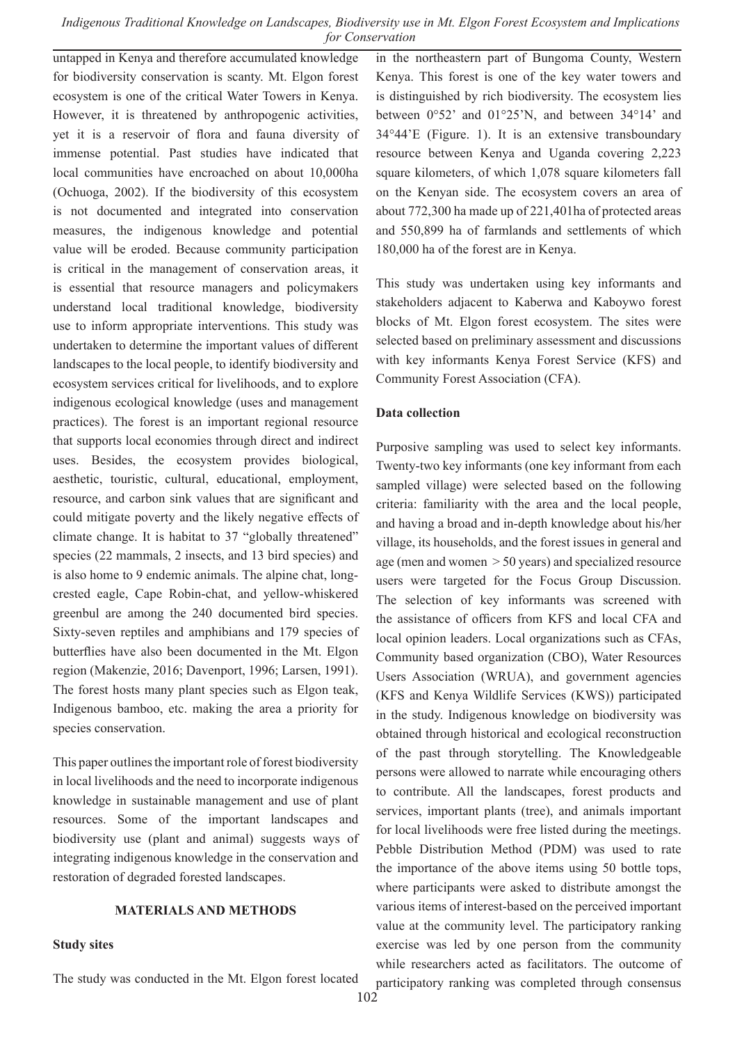untapped in Kenya and therefore accumulated knowledge for biodiversity conservation is scanty. Mt. Elgon forest ecosystem is one of the critical Water Towers in Kenya. However, it is threatened by anthropogenic activities, yet it is a reservoir of flora and fauna diversity of immense potential. Past studies have indicated that local communities have encroached on about 10,000ha (Ochuoga, 2002). If the biodiversity of this ecosystem is not documented and integrated into conservation measures, the indigenous knowledge and potential value will be eroded. Because community participation is critical in the management of conservation areas, it is essential that resource managers and policymakers understand local traditional knowledge, biodiversity use to inform appropriate interventions. This study was undertaken to determine the important values of different landscapes to the local people, to identify biodiversity and ecosystem services critical for livelihoods, and to explore indigenous ecological knowledge (uses and management practices). The forest is an important regional resource that supports local economies through direct and indirect uses. Besides, the ecosystem provides biological, aesthetic, touristic, cultural, educational, employment, resource, and carbon sink values that are significant and could mitigate poverty and the likely negative effects of climate change. It is habitat to 37 "globally threatened" species (22 mammals, 2 insects, and 13 bird species) and is also home to 9 endemic animals. The alpine chat, long-crested eagle, Cape Robin-chat, and yellow-whiskered greenbul are among the 240 documented bird species. Sixty-seven reptiles and amphibians and 179 species of butterflies have also been documented in the Mt. Elgon region (Makenzie, 2016; Davenport, 1996; Larsen, 1991). The forest hosts many plant species such as Elgon teak, Indigenous bamboo, etc. making the area a priority for species conservation.

This paper outlines the important role of forest biodiversity in local livelihoods and the need to incorporate indigenous knowledge in sustainable management and use of plant resources. Some of the important landscapes and biodiversity use (plant and animal) suggests ways of integrating indigenous knowledge in the conservation and restoration of degraded forested landscapes.

## MATERIALS AND METHODS

### Study sites

The study was conducted in the Mt. Elgon forest located in the northeastern part of Bungoma County, Western Kenya. This forest is one of the key water towers and is distinguished by rich biodiversity. The ecosystem lies between 0°52' and 01°25'N, and between 34°14' and 34°44'E (Figure. 1). It is an extensive transboundary resource between Kenya and Uganda covering 2,223 square kilometers, of which 1,078 square kilometers fall on the Kenyan side. The ecosystem covers an area of about 772,300 ha made up of 221,401ha of protected areas and 550,899 ha of farmlands and settlements of which 180,000 ha of the forest are in Kenya.

This study was undertaken using key informants and stakeholders adjacent to Kaberwa and Kaboywo forest blocks of Mt. Elgon forest ecosystem. The sites were selected based on preliminary assessment and discussions with key informants Kenya Forest Service (KFS) and Community Forest Association (CFA).

### Data collection

Purposive sampling was used to select key informants. Twenty-two key informants (one key informant from each sampled village) were selected based on the following criteria: familiarity with the area and the local people, and having a broad and in-depth knowledge about his/her village, its households, and the forest issues in general and age (men and women > 50 years) and specialized resource users were targeted for the Focus Group Discussion. The selection of key informants was screened with the assistance of officers from KFS and local CFA and local opinion leaders. Local organizations such as CFAs, Community based organization (CBO), Water Resources Users Association (WRUA), and government agencies (KFS and Kenya Wildlife Services (KWS)) participated in the study. Indigenous knowledge on biodiversity was obtained through historical and ecological reconstruction of the past through storytelling. The Knowledgeable persons were allowed to narrate while encouraging others to contribute. All the landscapes, forest products and services, important plants (tree), and animals important for local livelihoods were free listed during the meetings. Pebble Distribution Method (PDM) was used to rate the importance of the above items using 50 bottle tops, where participants were asked to distribute amongst the various items of interest-based on the perceived important value at the community level. The participatory ranking exercise was led by one person from the community while researchers acted as facilitators. The outcome of participatory ranking was completed through consensus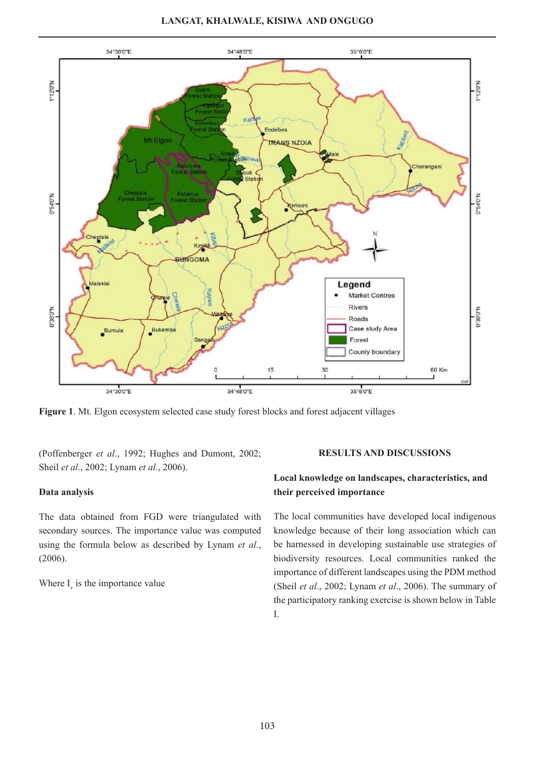**Figure 1**. Mt. Elgon ecosystem selected case study forest blocks and forest adjacent villages

(Poffenberger *et al*., 1992; Hughes and Dumont, 2002; Sheil *et al*., 2002; Lynam *et al.*, 2006).

### Data analysis

The data obtained from FGD were triangulated with secondary sources. The importance value was computed using the formula below as described by Lynam *et al.*, (2006).

Where $I_v$ is the importance value

## RESULTS AND DISCUSSIONS

### Local knowledge on landscapes, characteristics, and their perceived importance

The local communities have developed local indigenous knowledge because of their long association which can be harnessed in developing sustainable use strategies of biodiversity resources. Local communities ranked the importance of different landscapes using the PDM method (Sheil *et al*., 2002; Lynam *et al*., 2006). The summary of the participatory ranking exercise is shown below in Table I.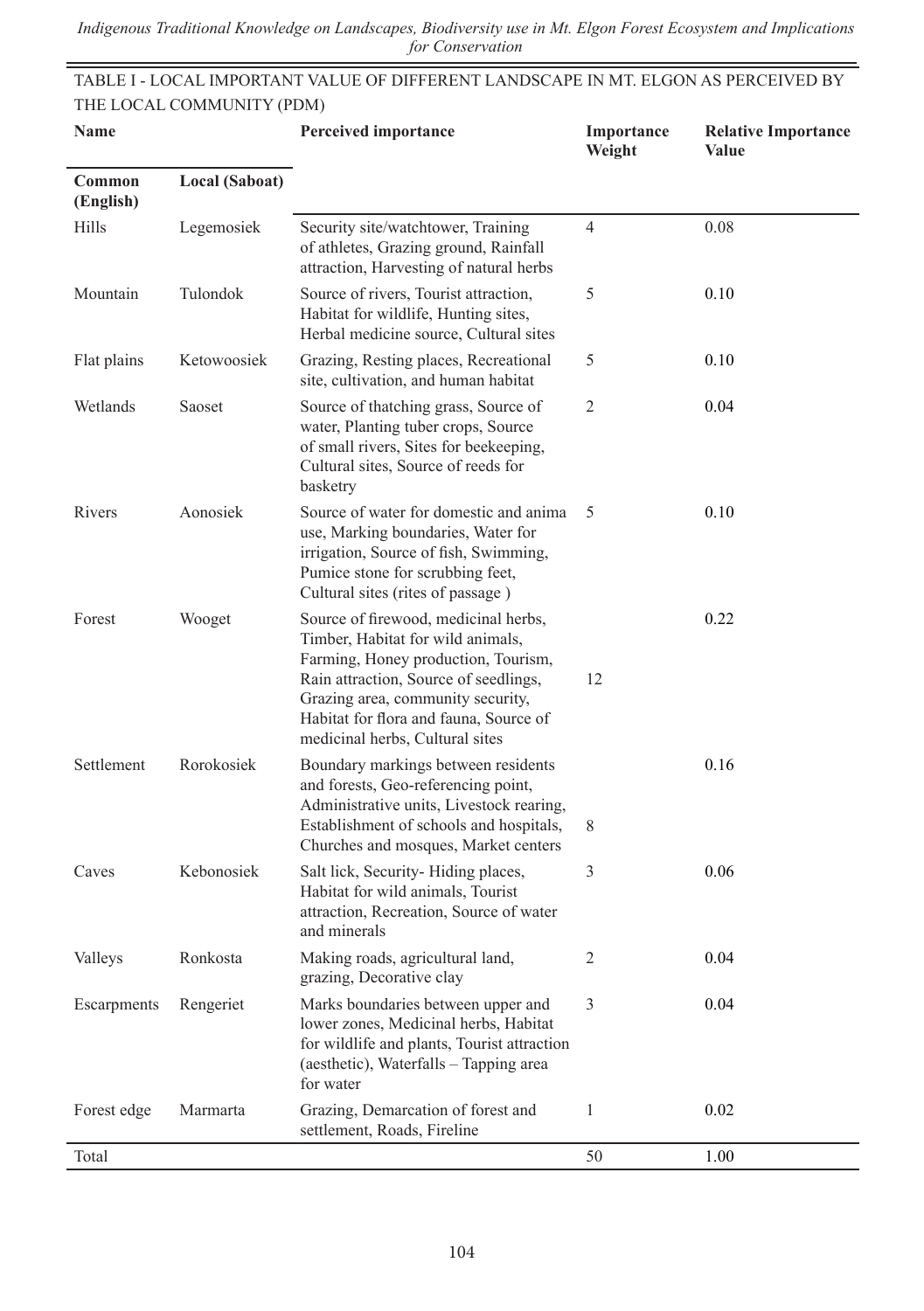TABLE I - LOCAL IMPORTANT VALUE OF DIFFERENT LANDSCAPE IN MT. ELGON AS PERCEIVED BY THE LOCAL COMMUNITY (PDM)

| Name | | Perceived importance | Importance Weight | Relative Importance Value |
|---|---|---|---|---|
| **Common (English)** | **Local (Saboat)** | | | |
| Hills | Legemosiek | Security site/watchtower, Training of athletes, Grazing ground, Rainfall attraction, Harvesting of natural herbs | 4 | 0.08 |
| Mountain | Tulondok | Source of rivers, Tourist attraction, Habitat for wildlife, Hunting sites, Herbal medicine source, Cultural sites | 5 | 0.10 |
| Flat plains | Ketowoosiek | Grazing, Resting places, Recreational site, cultivation, and human habitat | 5 | 0.10 |
| Wetlands | Saoset | Source of thatching grass, Source of water, Planting tuber crops, Source of small rivers, Sites for beekeeping, Cultural sites, Source of reeds for basketry | 2 | 0.04 |
| Rivers | Aonosiek | Source of water for domestic and anima use, Marking boundaries, Water for irrigation, Source of fish, Swimming, Pumice stone for scrubbing feet, Cultural sites (rites of passage ) | 5 | 0.10 |
| Forest | Wooget | Source of firewood, medicinal herbs, Timber, Habitat for wild animals, Farming, Honey production, Tourism, Rain attraction, Source of seedlings, Grazing area, community security, Habitat for flora and fauna, Source of medicinal herbs, Cultural sites | 12 | 0.22 |
| Settlement | Rorokosiek | Boundary markings between residents and forests, Geo-referencing point, Administrative units, Livestock rearing, Establishment of schools and hospitals, Churches and mosques, Market centers | 8 | 0.16 |
| Caves | Kebonosiek | Salt lick, Security- Hiding places, Habitat for wild animals, Tourist attraction, Recreation, Source of water and minerals | 3 | 0.06 |
| Valleys | Ronkosta | Making roads, agricultural land, grazing, Decorative clay | 2 | 0.04 |
| Escarpments | Rengeriet | Marks boundaries between upper and lower zones, Medicinal herbs, Habitat for wildlife and plants, Tourist attraction (aesthetic), Waterfalls – Tapping area for water | 3 | 0.04 |
| Forest edge | Marmarta | Grazing, Demarcation of forest and settlement, Roads, Fireline | 1 | 0.02 |
| Total | | | 50 | 1.00 |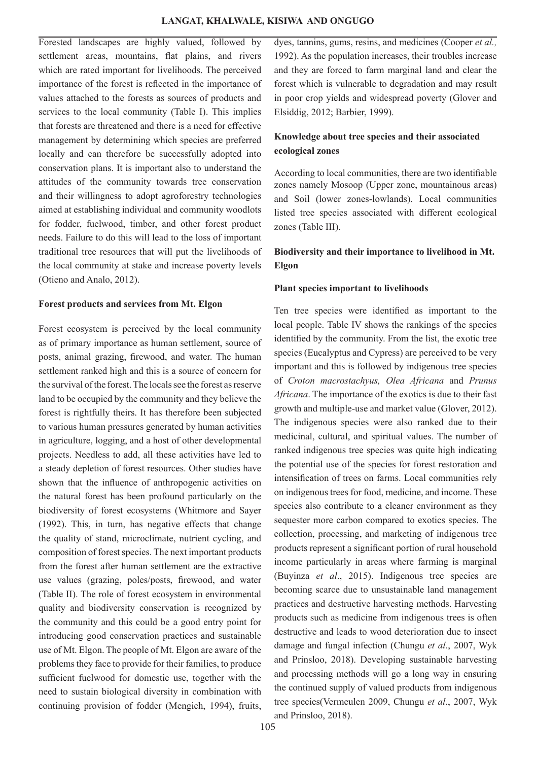Forested landscapes are highly valued, followed by settlement areas, mountains, flat plains, and rivers which are rated important for livelihoods. The perceived importance of the forest is reflected in the importance of values attached to the forests as sources of products and services to the local community (Table I). This implies that forests are threatened and there is a need for effective management by determining which species are preferred locally and can therefore be successfully adopted into conservation plans. It is important also to understand the attitudes of the community towards tree conservation and their willingness to adopt agroforestry technologies aimed at establishing individual and community woodlots for fodder, fuelwood, timber, and other forest product needs. Failure to do this will lead to the loss of important traditional tree resources that will put the livelihoods of the local community at stake and increase poverty levels (Otieno and Analo, 2012).

### Forest products and services from Mt. Elgon

Forest ecosystem is perceived by the local community as of primary importance as human settlement, source of posts, animal grazing, firewood, and water. The human settlement ranked high and this is a source of concern for the survival of the forest. The locals see the forest as reserve land to be occupied by the community and they believe the forest is rightfully theirs. It has therefore been subjected to various human pressures generated by human activities in agriculture, logging, and a host of other developmental projects. Needless to add, all these activities have led to a steady depletion of forest resources. Other studies have shown that the influence of anthropogenic activities on the natural forest has been profound particularly on the biodiversity of forest ecosystems (Whitmore and Sayer (1992). This, in turn, has negative effects that change the quality of stand, microclimate, nutrient cycling, and composition of forest species. The next important products from the forest after human settlement are the extractive use values (grazing, poles/posts, firewood, and water (Table II). The role of forest ecosystem in environmental quality and biodiversity conservation is recognized by the community and this could be a good entry point for introducing good conservation practices and sustainable use of Mt. Elgon. The people of Mt. Elgon are aware of the problems they face to provide for their families, to produce sufficient fuelwood for domestic use, together with the need to sustain biological diversity in combination with continuing provision of fodder (Mengich, 1994), fruits, dyes, tannins, gums, resins, and medicines (Cooper *et al.,* 1992). As the population increases, their troubles increase and they are forced to farm marginal land and clear the forest which is vulnerable to degradation and may result in poor crop yields and widespread poverty (Glover and Elsiddig, 2012; Barbier, 1999).

### Knowledge about tree species and their associated ecological zones

According to local communities, there are two identifiable zones namely Mosoop (Upper zone, mountainous areas) and Soil (lower zones-lowlands). Local communities listed tree species associated with different ecological zones (Table III).

### Biodiversity and their importance to livelihood in Mt. Elgon

#### Plant species important to livelihoods

Ten tree species were identified as important to the local people. Table IV shows the rankings of the species identified by the community. From the list, the exotic tree species (Eucalyptus and Cypress) are perceived to be very important and this is followed by indigenous tree species of *Croton macrostachyus, Olea Africana* and *Prunus Africana*. The importance of the exotics is due to their fast growth and multiple-use and market value (Glover, 2012). The indigenous species were also ranked due to their medicinal, cultural, and spiritual values. The number of ranked indigenous tree species was quite high indicating the potential use of the species for forest restoration and intensification of trees on farms. Local communities rely on indigenous trees for food, medicine, and income. These species also contribute to a cleaner environment as they sequester more carbon compared to exotics species. The collection, processing, and marketing of indigenous tree products represent a significant portion of rural household income particularly in areas where farming is marginal (Buyinza *et al*., 2015). Indigenous tree species are becoming scarce due to unsustainable land management practices and destructive harvesting methods. Harvesting products such as medicine from indigenous trees is often destructive and leads to wood deterioration due to insect damage and fungal infection (Chungu *et al*., 2007, Wyk and Prinsloo, 2018). Developing sustainable harvesting and processing methods will go a long way in ensuring the continued supply of valued products from indigenous tree species(Vermeulen 2009, Chungu *et al*., 2007, Wyk and Prinsloo, 2018).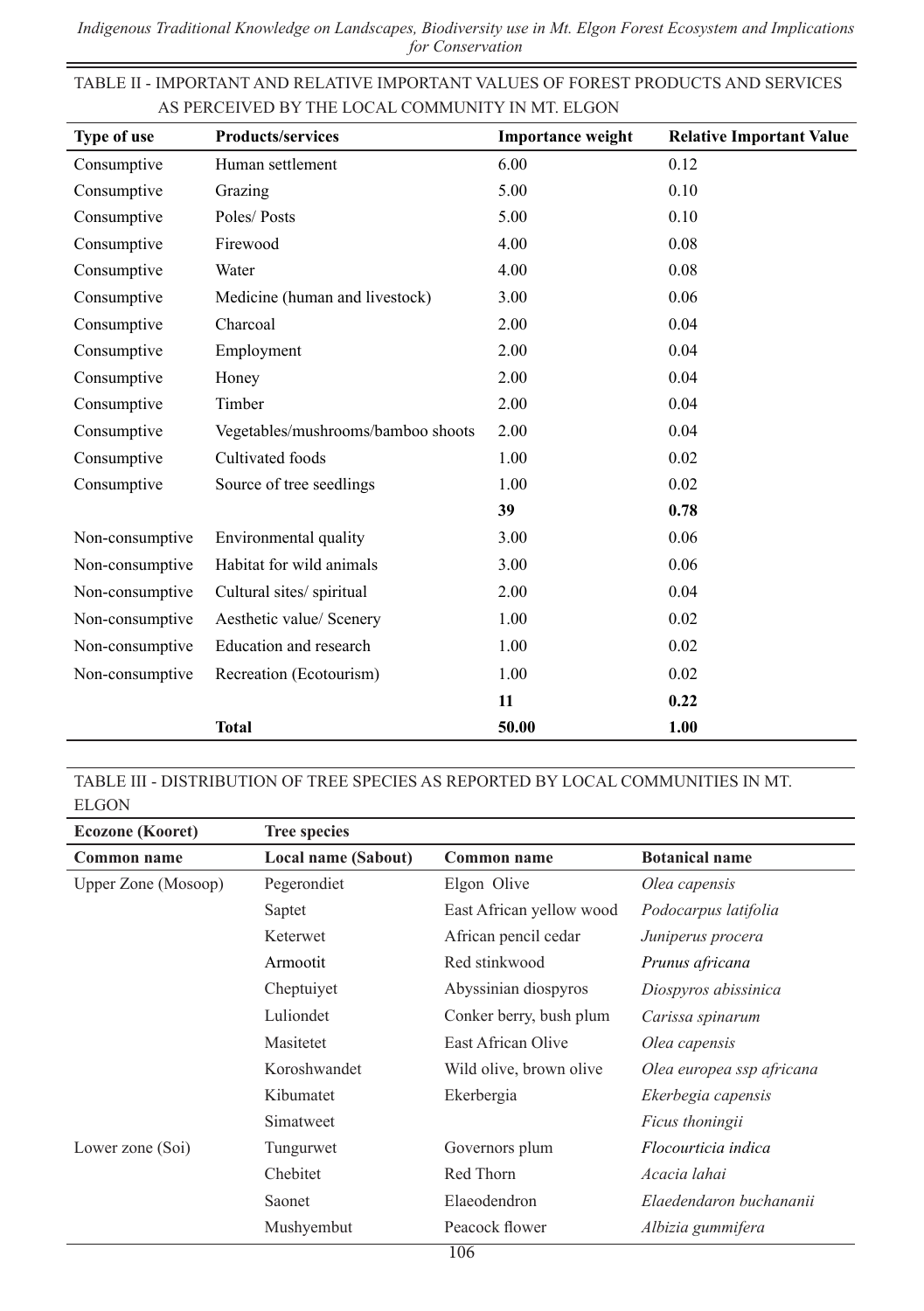TABLE II - IMPORTANT AND RELATIVE IMPORTANT VALUES OF FOREST PRODUCTS AND SERVICES AS PERCEIVED BY THE LOCAL COMMUNITY IN MT. ELGON

| Type of use | Products/services | Importance weight | Relative Important Value |
|---|---|---|---|
| Consumptive | Human settlement | 6.00 | 0.12 |
| Consumptive | Grazing | 5.00 | 0.10 |
| Consumptive | Poles/ Posts | 5.00 | 0.10 |
| Consumptive | Firewood | 4.00 | 0.08 |
| Consumptive | Water | 4.00 | 0.08 |
| Consumptive | Medicine (human and livestock) | 3.00 | 0.06 |
| Consumptive | Charcoal | 2.00 | 0.04 |
| Consumptive | Employment | 2.00 | 0.04 |
| Consumptive | Honey | 2.00 | 0.04 |
| Consumptive | Timber | 2.00 | 0.04 |
| Consumptive | Vegetables/mushrooms/bamboo shoots | 2.00 | 0.04 |
| Consumptive | Cultivated foods | 1.00 | 0.02 |
| Consumptive | Source of tree seedlings | 1.00 | 0.02 |
| | | **39** | **0.78** |
| Non-consumptive | Environmental quality | 3.00 | 0.06 |
| Non-consumptive | Habitat for wild animals | 3.00 | 0.06 |
| Non-consumptive | Cultural sites/ spiritual | 2.00 | 0.04 |
| Non-consumptive | Aesthetic value/ Scenery | 1.00 | 0.02 |
| Non-consumptive | Education and research | 1.00 | 0.02 |
| Non-consumptive | Recreation (Ecotourism) | 1.00 | 0.02 |
| | | **11** | **0.22** |
| | **Total** | **50.00** | **1.00** |

TABLE III - DISTRIBUTION OF TREE SPECIES AS REPORTED BY LOCAL COMMUNITIES IN MT. ELGON

| **Ecozone (Kooret)** | **Tree species** | | |
|---|---|---|---|
| **Common name** | **Local name (Sabout)** | **Common name** | **Botanical name** |
| Upper Zone (Mosoop) | Pegerondiet | Elgon Olive | *Olea capensis* |
| | Saptet | East African yellow wood | *Podocarpus latifolia* |
| | Keterwet | African pencil cedar | *Juniperus procera* |
| | Armootit | Red stinkwood | *Prunus africana* |
| | Cheptuiyet | Abyssinian diospyros | *Diospyros abissinica* |
| | Luliondet | Conker berry, bush plum | *Carissa spinarum* |
| | Masitetet | East African Olive | *Olea capensis* |
| | Koroshwandet | Wild olive, brown olive | *Olea europea ssp africana* |
| | Kibumatet | Ekerbergia | *Ekerbegia capensis* |
| | Simatweet | | *Ficus thoningii* |
| Lower zone (Soi) | Tungurwet | Governors plum | *Flocourticia indica* |
| | Chebitet | Red Thorn | *Acacia lahai* |
| | Saonet | Elaeodendron | *Elaedendaron buchananii* |
| | Mushyembut | Peacock flower | *Albizia gummifera* |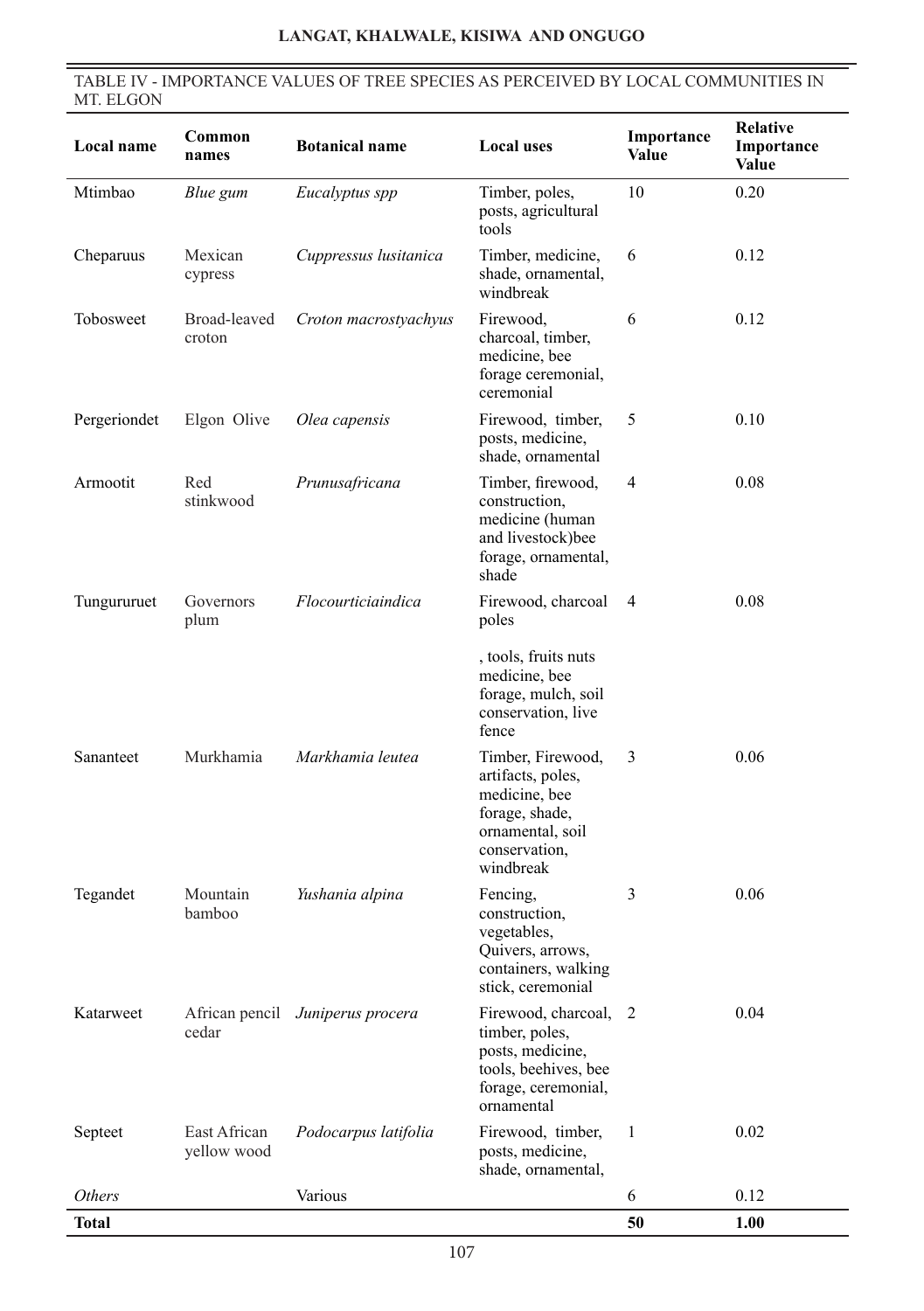TABLE IV - IMPORTANCE VALUES OF TREE SPECIES AS PERCEIVED BY LOCAL COMMUNITIES IN MT. ELGON

| Local name | Common names | Botanical name | Local uses | Importance Value | Relative Importance Value |
|---|---|---|---|---|---|
| Mtimbao | *Blue gum* | *Eucalyptus spp* | Timber, poles, posts, agricultural tools | 10 | 0.20 |
| Cheparuus | Mexican cypress | *Cuppressus lusitanica* | Timber, medicine, shade, ornamental, windbreak | 6 | 0.12 |
| Tobosweet | Broad-leaved croton | *Croton macrostyachyus* | Firewood, charcoal, timber, medicine, bee forage ceremonial, ceremonial | 6 | 0.12 |
| Pergeriondet | Elgon Olive | *Olea capensis* | Firewood, timber, posts, medicine, shade, ornamental | 5 | 0.10 |
| Armootit | Red stinkwood | *Prunusafricana* | Timber, firewood, construction, medicine (human and livestock)bee forage, ornamental, shade | 4 | 0.08 |
| Tungururuet | Governors plum | *Flocourticiaindica* | Firewood, charcoal poles , tools, fruits nuts medicine, bee forage, mulch, soil conservation, live fence | 4 | 0.08 |
| Sananteet | Murkhamia | *Markhamia leutea* | Timber, Firewood, artifacts, poles, medicine, bee forage, shade, ornamental, soil conservation, windbreak | 3 | 0.06 |
| Tegandet | Mountain bamboo | *Yushania alpina* | Fencing, construction, vegetables, Quivers, arrows, containers, walking stick, ceremonial | 3 | 0.06 |
| Katarweet | African pencil cedar | *Juniperus procera* | Firewood, charcoal, timber, poles, posts, medicine, tools, beehives, bee forage, ceremonial, ornamental | 2 | 0.04 |
| Septeet | East African yellow wood | *Podocarpus latifolia* | Firewood, timber, posts, medicine, shade, ornamental, | 1 | 0.02 |
| *Others* | | Various | | 6 | 0.12 |
| **Total** | | | | **50** | **1.00** |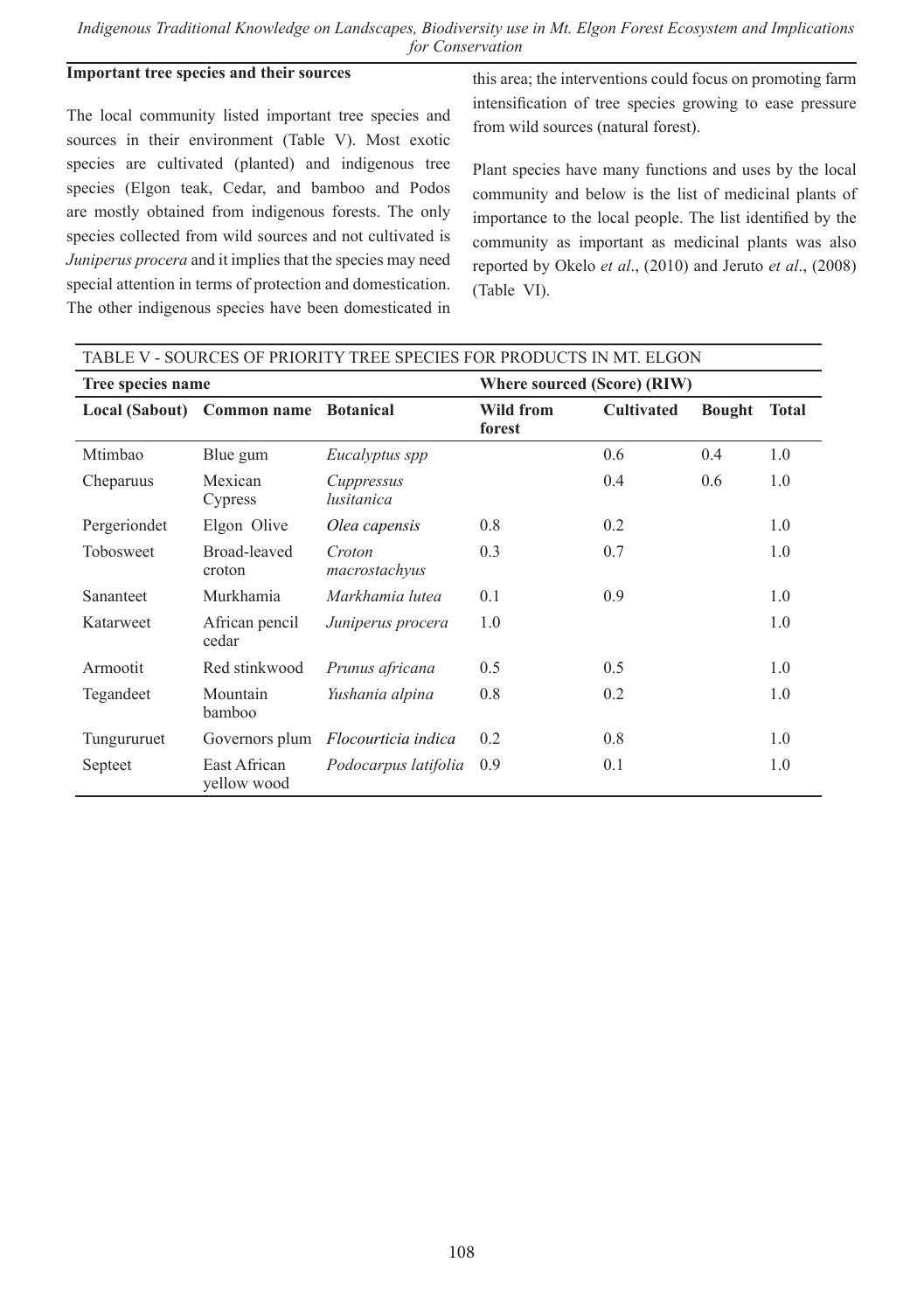### Important tree species and their sources

The local community listed important tree species and sources in their environment (Table V). Most exotic species are cultivated (planted) and indigenous tree species (Elgon teak, Cedar, and bamboo and Podos are mostly obtained from indigenous forests. The only species collected from wild sources and not cultivated is *Juniperus procera* and it implies that the species may need special attention in terms of protection and domestication. The other indigenous species have been domesticated in this area; the interventions could focus on promoting farm intensification of tree species growing to ease pressure from wild sources (natural forest).

Plant species have many functions and uses by the local community and below is the list of medicinal plants of importance to the local people. The list identified by the community as important as medicinal plants was also reported by Okelo *et al*., (2010) and Jeruto *et al*., (2008) (Table VI).

TABLE V - SOURCES OF PRIORITY TREE SPECIES FOR PRODUCTS IN MT. ELGON

| Tree species name | | | Where sourced (Score) (RIW) | | | |
|---|---|---|---|---|---|---|
| **Local (Sabout)** | **Common name** | **Botanical** | **Wild from forest** | **Cultivated** | **Bought** | **Total** |
| Mtimbao | Blue gum | *Eucalyptus spp* | | 0.6 | 0.4 | 1.0 |
| Cheparuus | Mexican Cypress | *Cuppressus lusitanica* | | 0.4 | 0.6 | 1.0 |
| Pergeriondet | Elgon Olive | *Olea capensis* | 0.8 | 0.2 | | 1.0 |
| Tobosweet | Broad-leaved croton | *Croton macrostachyus* | 0.3 | 0.7 | | 1.0 |
| Sananteet | Murkhamia | *Markhamia lutea* | 0.1 | 0.9 | | 1.0 |
| Katarweet | African pencil cedar | *Juniperus procera* | 1.0 | | | 1.0 |
| Armootit | Red stinkwood | *Prunus africana* | 0.5 | 0.5 | | 1.0 |
| Tegandeet | Mountain bamboo | *Yushania alpina* | 0.8 | 0.2 | | 1.0 |
| Tungururuet | Governors plum | *Flocourticia indica* | 0.2 | 0.8 | | 1.0 |
| Septeet | East African yellow wood | *Podocarpus latifolia* | 0.9 | 0.1 | | 1.0 |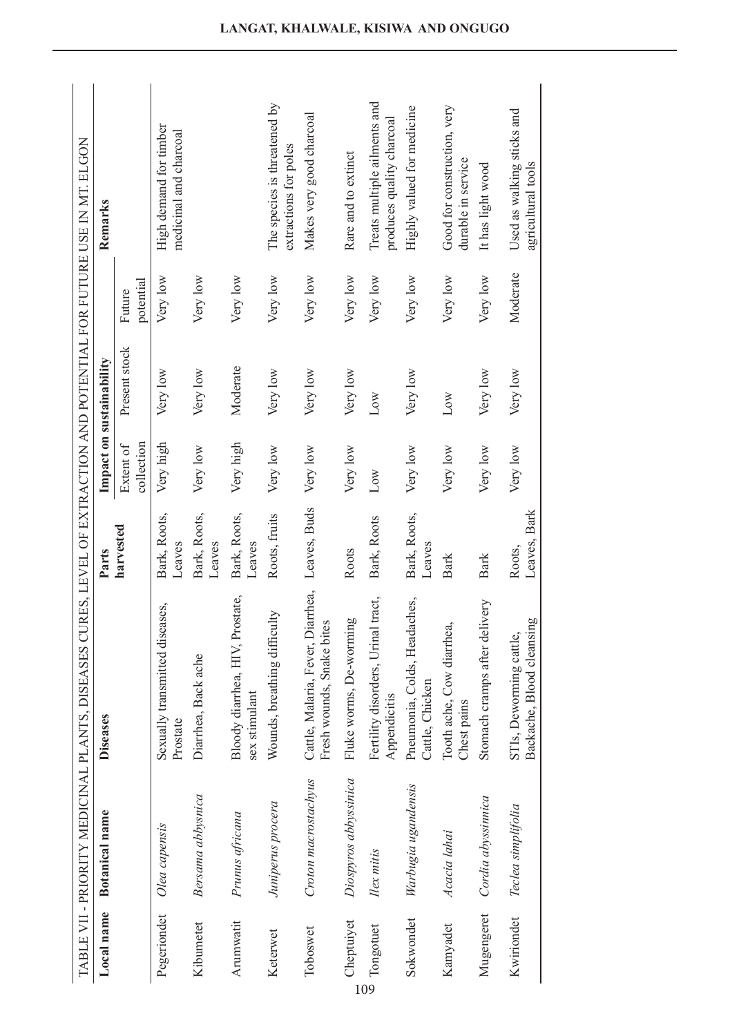TABLE VII - PRIORITY MEDICINAL PLANTS, DISEASES CURES, LEVEL OF EXTRACTION AND POTENTIAL FOR FUTURE USE IN MT. ELGON

| Local name | Botanical name | Diseases | Parts harvested | Impact on sustainability | | | Remarks |
|---|---|---|---|---|---|---|---|
| | | | | Extent of collection | Present stock | Future potential | |
| Pegeriondet | *Olea capensis* | Sexually transmitted diseases, Prostate | Bark, Roots, Leaves | Very high | Very low | Very low | High demand for timber medicinal and charcoal |
| Kibumetet | *Bersama abbysnica* | Diarrhea, Back ache | Bark, Roots, Leaves | Very low | Very low | Very low | |
| Arumwatit | *Prunus africana* | Bloody diarrhea, HIV, Prostate, sex stimulant | Bark, Roots, Leaves | Very high | Moderate | Very low | |
| Keterwet | *Juniperus procera* | Wounds, breathing difficulty | Roots, fruits | Very low | Very low | Very low | The species is threatened by extractions for poles |
| Toboswet | *Croton macrostachyus* | Cattle, Malaria, Fever, Diarrhea, Fresh wounds, Snake bites | Leaves, Buds | Very low | Very low | Very low | Makes very good charcoal |
| Cheptuiyet | *Diospyros abbyssinica* | Fluke worms, De-worming | Roots | Very low | Very low | Very low | Rare and to extinct |
| Tongotuet | *Ilex mitis* | Fertility disorders, Urinal tract, Appendicitis | Bark, Roots | Low | Low | Very low | Treats multiple ailments and produces quality charcoal |
| Sokwondet | *Warbugia ugandensis* | Pneumonia, Colds, Headaches, Cattle, Chicken | Bark, Roots, Leaves | Very low | Very low | Very low | Highly valued for medicine |
| Kamyadet | *Acacia lahai* | Tooth ache, Cow diarrhea, Chest pains | Bark | Very low | Low | Very low | Good for construction, very durable in service |
| Mugengeret | *Cordia abyssinnica* | Stomach cramps after delivery | Bark | Very low | Very low | Very low | It has light wood |
| Kwiriondet | *Teclea simplifolia* | STIs, Deworming cattle, Backache, Blood cleansing | Roots, Leaves, Bark | Very low | Very low | Moderate | Used as walking sticks and agricultural tools |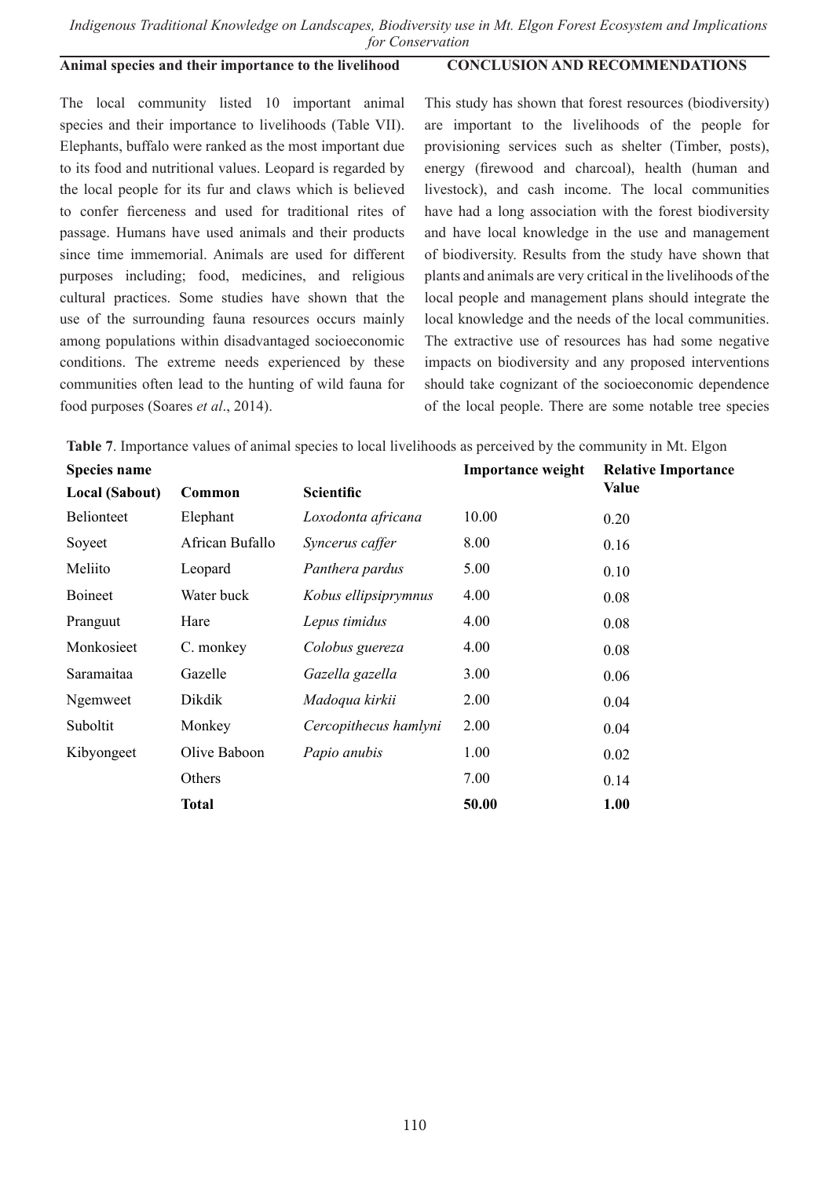### Animal species and their importance to the livelihood

The local community listed 10 important animal species and their importance to livelihoods (Table VII). Elephants, buffalo were ranked as the most important due to its food and nutritional values. Leopard is regarded by the local people for its fur and claws which is believed to confer fierceness and used for traditional rites of passage. Humans have used animals and their products since time immemorial. Animals are used for different purposes including; food, medicines, and religious cultural practices. Some studies have shown that the use of the surrounding fauna resources occurs mainly among populations within disadvantaged socioeconomic conditions. The extreme needs experienced by these communities often lead to the hunting of wild fauna for food purposes (Soares *et al*., 2014).

## CONCLUSION AND RECOMMENDATIONS

This study has shown that forest resources (biodiversity) are important to the livelihoods of the people for provisioning services such as shelter (Timber, posts), energy (firewood and charcoal), health (human and livestock), and cash income. The local communities have had a long association with the forest biodiversity and have local knowledge in the use and management of biodiversity. Results from the study have shown that plants and animals are very critical in the livelihoods of the local people and management plans should integrate the local knowledge and the needs of the local communities. The extractive use of resources has had some negative impacts on biodiversity and any proposed interventions should take cognizant of the socioeconomic dependence of the local people. There are some notable tree species

**Table 7**. Importance values of animal species to local livelihoods as perceived by the community in Mt. Elgon

| Species name | | | Importance weight | Relative Importance Value |
|---|---|---|---|---|
| **Local (Sabout)** | **Common** | **Scientific** | | |
| Belionteet | Elephant | *Loxodonta africana* | 10.00 | 0.20 |
| Soyeet | African Bufallo | *Syncerus caffer* | 8.00 | 0.16 |
| Meliito | Leopard | *Panthera pardus* | 5.00 | 0.10 |
| Boineet | Water buck | *Kobus ellipsiprymnus* | 4.00 | 0.08 |
| Pranguut | Hare | *Lepus timidus* | 4.00 | 0.08 |
| Monkosieet | C. monkey | *Colobus guereza* | 4.00 | 0.08 |
| Saramaitaa | Gazelle | *Gazella gazella* | 3.00 | 0.06 |
| Ngemweet | Dikdik | *Madoqua kirkii* | 2.00 | 0.04 |
| Suboltit | Monkey | *Cercopithecus hamlyni* | 2.00 | 0.04 |
| Kibyongeet | Olive Baboon | *Papio anubis* | 1.00 | 0.02 |
| | Others | | 7.00 | 0.14 |
| | **Total** | | **50.00** | **1.00** |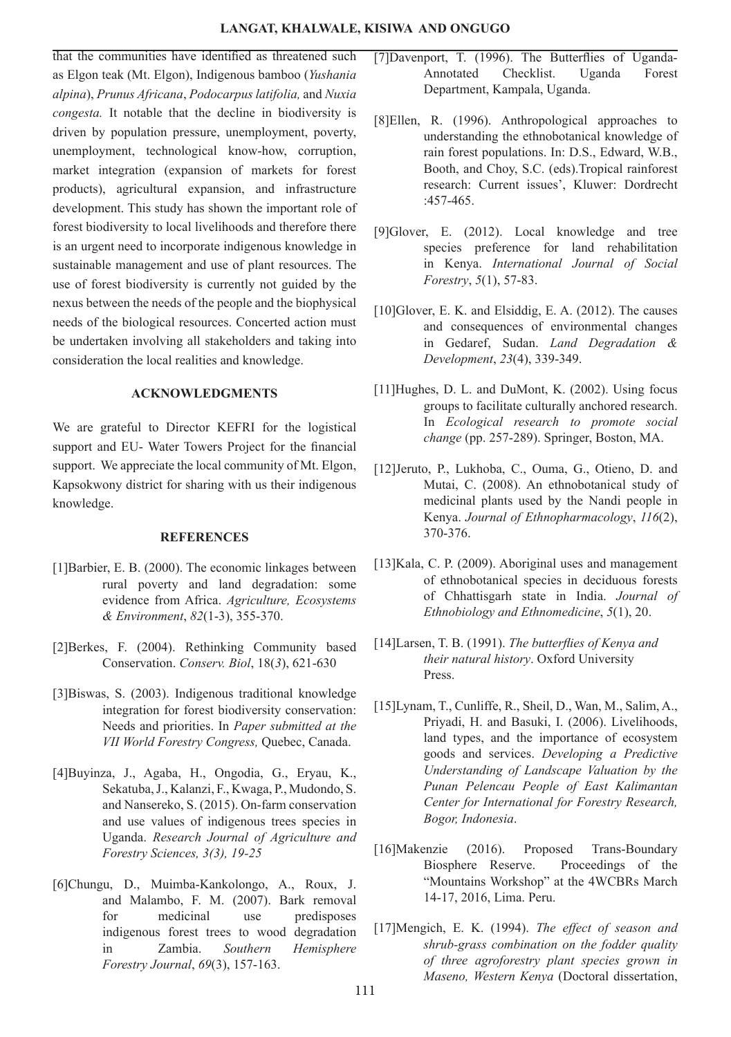that the communities have identified as threatened such as Elgon teak (Mt. Elgon), Indigenous bamboo (*Yushania alpina*), *Prunus Africana*, *Podocarpus latifolia,* and *Nuxia congesta.* It notable that the decline in biodiversity is driven by population pressure, unemployment, poverty, unemployment, technological know-how, corruption, market integration (expansion of markets for forest products), agricultural expansion, and infrastructure development. This study has shown the important role of forest biodiversity to local livelihoods and therefore there is an urgent need to incorporate indigenous knowledge in sustainable management and use of plant resources. The use of forest biodiversity is currently not guided by the nexus between the needs of the people and the biophysical needs of the biological resources. Concerted action must be undertaken involving all stakeholders and taking into consideration the local realities and knowledge.

## ACKNOWLEDGMENTS

We are grateful to Director KEFRI for the logistical support and EU- Water Towers Project for the financial support. We appreciate the local community of Mt. Elgon, Kapsokwony district for sharing with us their indigenous knowledge.

## REFERENCES

[1]Barbier, E. B. (2000). The economic linkages between rural poverty and land degradation: some evidence from Africa. *Agriculture, Ecosystems & Environment*, *82*(1-3), 355-370.

[2]Berkes, F. (2004). Rethinking Community based Conservation. *Conserv. Biol*, 18(*3*), 621-630

[3]Biswas, S. (2003). Indigenous traditional knowledge integration for forest biodiversity conservation: Needs and priorities. In *Paper submitted at the VII World Forestry Congress,* Quebec, Canada.

[4]Buyinza, J., Agaba, H., Ongodia, G., Eryau, K., Sekatuba, J., Kalanzi, F., Kwaga, P., Mudondo, S. and Nansereko, S. (2015). On-farm conservation and use values of indigenous trees species in Uganda. *Research Journal of Agriculture and Forestry Sciences, 3(3), 19-25*

[6]Chungu, D., Muimba-Kankolongo, A., Roux, J. and Malambo, F. M. (2007). Bark removal for medicinal use predisposes indigenous forest trees to wood degradation in Zambia. *Southern Hemisphere Forestry Journal*, *69*(3), 157-163.

[7]Davenport, T. (1996). The Butterflies of Uganda- Annotated Checklist. Uganda Forest Department, Kampala, Uganda.

[8]Ellen, R. (1996). Anthropological approaches to understanding the ethnobotanical knowledge of rain forest populations. In: D.S., Edward, W.B., Booth, and Choy, S.C. (eds).Tropical rainforest research: Current issues', Kluwer: Dordrecht :457-465.

[9]Glover, E. (2012). Local knowledge and tree species preference for land rehabilitation in Kenya. *International Journal of Social Forestry*, *5*(1), 57-83.

[10]Glover, E. K. and Elsiddig, E. A. (2012). The causes and consequences of environmental changes in Gedaref, Sudan. *Land Degradation & Development*, *23*(4), 339-349.

[11]Hughes, D. L. and DuMont, K. (2002). Using focus groups to facilitate culturally anchored research. In *Ecological research to promote social change* (pp. 257-289). Springer, Boston, MA.

[12]Jeruto, P., Lukhoba, C., Ouma, G., Otieno, D. and Mutai, C. (2008). An ethnobotanical study of medicinal plants used by the Nandi people in Kenya. *Journal of Ethnopharmacology*, *116*(2), 370-376.

[13]Kala, C. P. (2009). Aboriginal uses and management of ethnobotanical species in deciduous forests of Chhattisgarh state in India. *Journal of Ethnobiology and Ethnomedicine*, *5*(1), 20.

[14]Larsen, T. B. (1991). *The butterflies of Kenya and their natural history*. Oxford University Press.

[15]Lynam, T., Cunliffe, R., Sheil, D., Wan, M., Salim, A., Priyadi, H. and Basuki, I. (2006). Livelihoods, land types, and the importance of ecosystem goods and services. *Developing a Predictive Understanding of Landscape Valuation by the Punan Pelencau People of East Kalimantan Center for International for Forestry Research, Bogor, Indonesia*.

[16]Makenzie (2016). Proposed Trans-Boundary Biosphere Reserve. Proceedings of the "Mountains Workshop" at the 4WCBRs March 14-17, 2016, Lima. Peru.

[17]Mengich, E. K. (1994). *The effect of season and shrub-grass combination on the fodder quality of three agroforestry plant species grown in Maseno, Western Kenya* (Doctoral dissertation,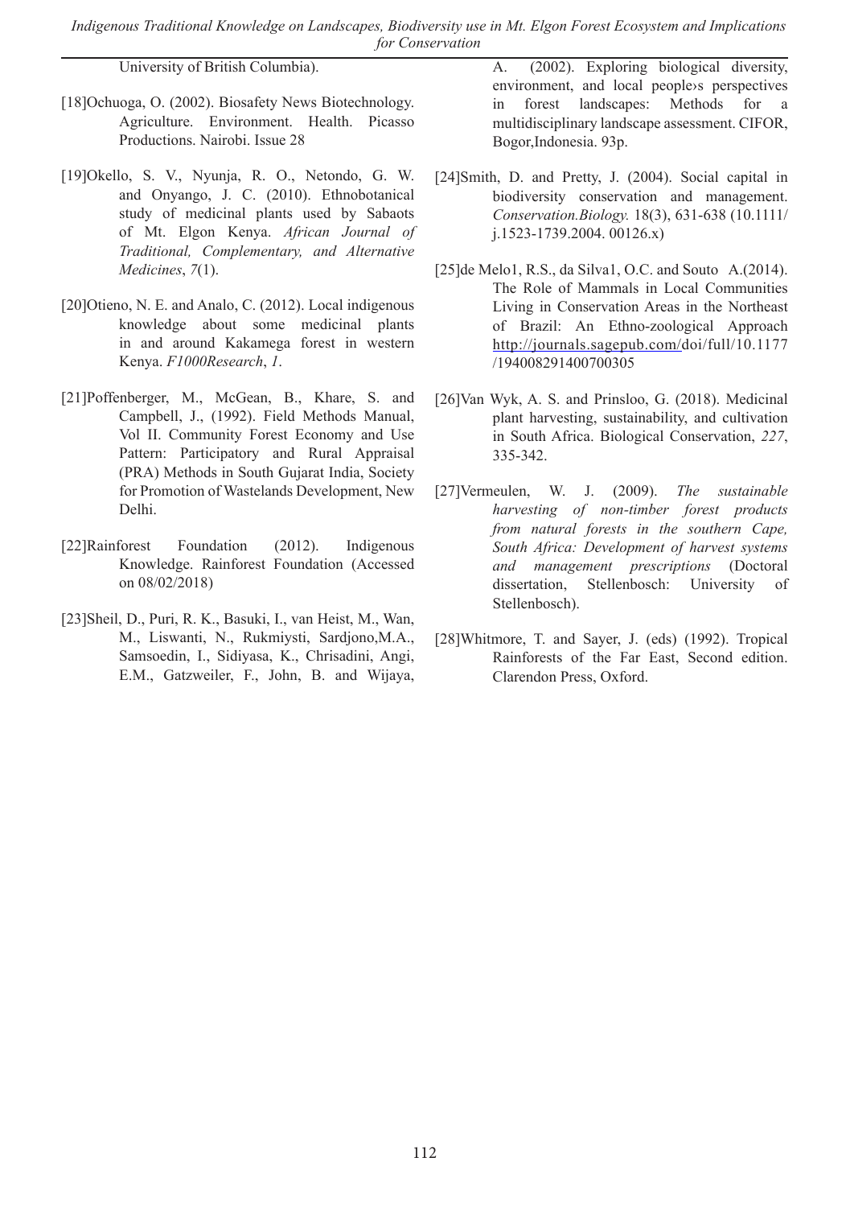University of British Columbia).

[18]Ochuoga, O. (2002). Biosafety News Biotechnology. Agriculture. Environment. Health. Picasso Productions. Nairobi. Issue 28

[19]Okello, S. V., Nyunja, R. O., Netondo, G. W. and Onyango, J. C. (2010). Ethnobotanical study of medicinal plants used by Sabaots of Mt. Elgon Kenya. *African Journal of Traditional, Complementary, and Alternative Medicines*, *7*(1).

[20]Otieno, N. E. and Analo, C. (2012). Local indigenous knowledge about some medicinal plants in and around Kakamega forest in western Kenya. *F1000Research*, *1*.

[21]Poffenberger, M., McGean, B., Khare, S. and Campbell, J., (1992). Field Methods Manual, Vol II. Community Forest Economy and Use Pattern: Participatory and Rural Appraisal (PRA) Methods in South Gujarat India, Society for Promotion of Wastelands Development, New Delhi.

[22]Rainforest Foundation (2012). Indigenous Knowledge. Rainforest Foundation (Accessed on 08/02/2018)

[23]Sheil, D., Puri, R. K., Basuki, I., van Heist, M., Wan, M., Liswanti, N., Rukmiysti, Sardjono,M.A., Samsoedin, I., Sidiyasa, K., Chrisadini, Angi, E.M., Gatzweiler, F., John, B. and Wijaya, A. (2002). Exploring biological diversity, environment, and local people›s perspectives in forest landscapes: Methods for a multidisciplinary landscape assessment. CIFOR, Bogor,Indonesia. 93p.

[24]Smith, D. and Pretty, J. (2004). Social capital in biodiversity conservation and management. *Conservation.Biology.* 18(3), 631-638 (10.1111/j.1523-1739.2004. 00126.x)

[25]de Melo1, R.S., da Silva1, O.C. and Souto A.(2014). The Role of Mammals in Local Communities Living in Conservation Areas in the Northeast of Brazil: An Ethno-zoological Approach http://journals.sagepub.com/doi/full/10.1177/194008291400700305

[26]Van Wyk, A. S. and Prinsloo, G. (2018). Medicinal plant harvesting, sustainability, and cultivation in South Africa. Biological Conservation, *227*, 335-342.

[27]Vermeulen, W. J. (2009). *The sustainable harvesting of non-timber forest products from natural forests in the southern Cape, South Africa: Development of harvest systems and management prescriptions* (Doctoral dissertation, Stellenbosch: University of Stellenbosch).

[28]Whitmore, T. and Sayer, J. (eds) (1992). Tropical Rainforests of the Far East, Second edition. Clarendon Press, Oxford.